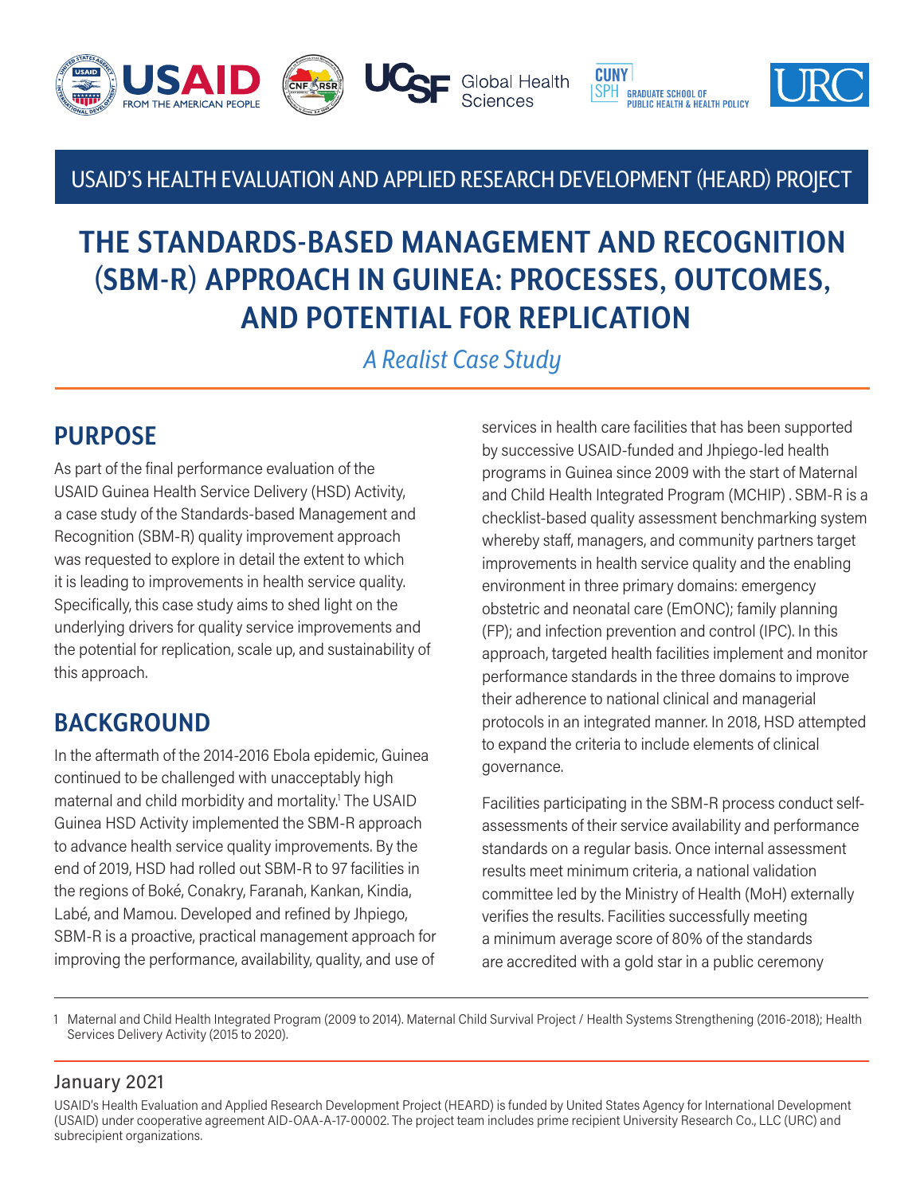USAID'S HEALTH EVALUATION AND APPLIED RESEARCH DEVELOPMENT (HEARD) PROJECT

# THE STANDARDS-BASED MANAGEMENT AND RECOGNITION (SBM-R) APPROACH IN GUINEA: PROCESSES, OUTCOMES, AND POTENTIAL FOR REPLICATION

*A Realist Case Study*

## PURPOSE

As part of the final performance evaluation of the USAID Guinea Health Service Delivery (HSD) Activity, a case study of the Standards-based Management and Recognition (SBM-R) quality improvement approach was requested to explore in detail the extent to which it is leading to improvements in health service quality. Specifically, this case study aims to shed light on the underlying drivers for quality service improvements and the potential for replication, scale up, and sustainability of this approach.

## BACKGROUND

In the aftermath of the 2014-2016 Ebola epidemic, Guinea continued to be challenged with unacceptably high maternal and child morbidity and mortality.[1] The USAID Guinea HSD Activity implemented the SBM-R approach to advance health service quality improvements. By the end of 2019, HSD had rolled out SBM-R to 97 facilities in the regions of Boké, Conakry, Faranah, Kankan, Kindia, Labé, and Mamou. Developed and refined by Jhpiego, SBM-R is a proactive, practical management approach for improving the performance, availability, quality, and use of services in health care facilities that has been supported by successive USAID-funded and Jhpiego-led health programs in Guinea since 2009 with the start of Maternal and Child Health Integrated Program (MCHIP) . SBM-R is a checklist-based quality assessment benchmarking system whereby staff, managers, and community partners target improvements in health service quality and the enabling environment in three primary domains: emergency obstetric and neonatal care (EmONC); family planning (FP); and infection prevention and control (IPC). In this approach, targeted health facilities implement and monitor performance standards in the three domains to improve their adherence to national clinical and managerial protocols in an integrated manner. In 2018, HSD attempted to expand the criteria to include elements of clinical governance.

Facilities participating in the SBM-R process conduct self-assessments of their service availability and performance standards on a regular basis. Once internal assessment results meet minimum criteria, a national validation committee led by the Ministry of Health (MoH) externally verifies the results. Facilities successfully meeting a minimum average score of 80% of the standards are accredited with a gold star in a public ceremony

---

1 Maternal and Child Health Integrated Program (2009 to 2014). Maternal Child Survival Project / Health Systems Strengthening (2016-2018); Health Services Delivery Activity (2015 to 2020).

January 2021

USAID's Health Evaluation and Applied Research Development Project (HEARD) is funded by United States Agency for International Development (USAID) under cooperative agreement AID-OAA-A-17-00002. The project team includes prime recipient University Research Co., LLC (URC) and subrecipient organizations.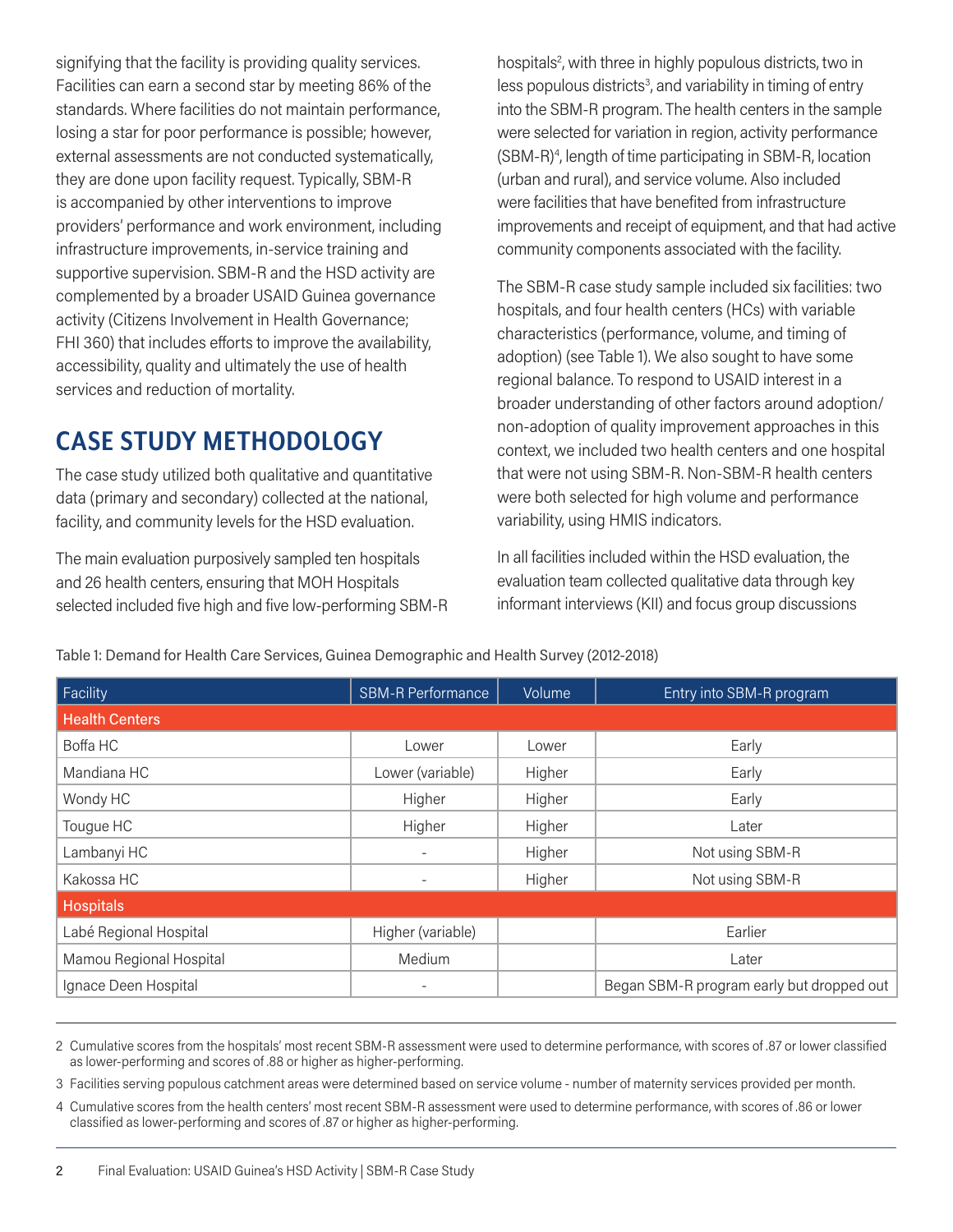signifying that the facility is providing quality services. Facilities can earn a second star by meeting 86% of the standards. Where facilities do not maintain performance, losing a star for poor performance is possible; however, external assessments are not conducted systematically, they are done upon facility request. Typically, SBM-R is accompanied by other interventions to improve providers' performance and work environment, including infrastructure improvements, in-service training and supportive supervision. SBM-R and the HSD activity are complemented by a broader USAID Guinea governance activity (Citizens Involvement in Health Governance; FHI 360) that includes efforts to improve the availability, accessibility, quality and ultimately the use of health services and reduction of mortality.

## CASE STUDY METHODOLOGY

The case study utilized both qualitative and quantitative data (primary and secondary) collected at the national, facility, and community levels for the HSD evaluation.

The main evaluation purposively sampled ten hospitals and 26 health centers, ensuring that MOH Hospitals selected included five high and five low-performing SBM-R hospitals[2], with three in highly populous districts, two in less populous districts[3], and variability in timing of entry into the SBM-R program. The health centers in the sample were selected for variation in region, activity performance (SBM-R)[4], length of time participating in SBM-R, location (urban and rural), and service volume. Also included were facilities that have benefited from infrastructure improvements and receipt of equipment, and that had active community components associated with the facility.

The SBM-R case study sample included six facilities: two hospitals, and four health centers (HCs) with variable characteristics (performance, volume, and timing of adoption) (see Table 1). We also sought to have some regional balance. To respond to USAID interest in a broader understanding of other factors around adoption/non-adoption of quality improvement approaches in this context, we included two health centers and one hospital that were not using SBM-R. Non-SBM-R health centers were both selected for high volume and performance variability, using HMIS indicators.

In all facilities included within the HSD evaluation, the evaluation team collected qualitative data through key informant interviews (KII) and focus group discussions

Table 1: Demand for Health Care Services, Guinea Demographic and Health Survey (2012-2018)

| Facility | SBM-R Performance | Volume | Entry into SBM-R program |
|---|---|---|---|
| **Health Centers** | | | |
| Boffa HC | Lower | Lower | Early |
| Mandiana HC | Lower (variable) | Higher | Early |
| Wondy HC | Higher | Higher | Early |
| Tougue HC | Higher | Higher | Later |
| Lambanyi HC | - | Higher | Not using SBM-R |
| Kakossa HC | - | Higher | Not using SBM-R |
| **Hospitals** | | | |
| Labé Regional Hospital | Higher (variable) | | Earlier |
| Mamou Regional Hospital | Medium | | Later |
| Ignace Deen Hospital | - | | Began SBM-R program early but dropped out |

2 Cumulative scores from the hospitals' most recent SBM-R assessment were used to determine performance, with scores of .87 or lower classified as lower-performing and scores of .88 or higher as higher-performing.

3 Facilities serving populous catchment areas were determined based on service volume - number of maternity services provided per month.

4 Cumulative scores from the health centers' most recent SBM-R assessment were used to determine performance, with scores of .86 or lower classified as lower-performing and scores of .87 or higher as higher-performing.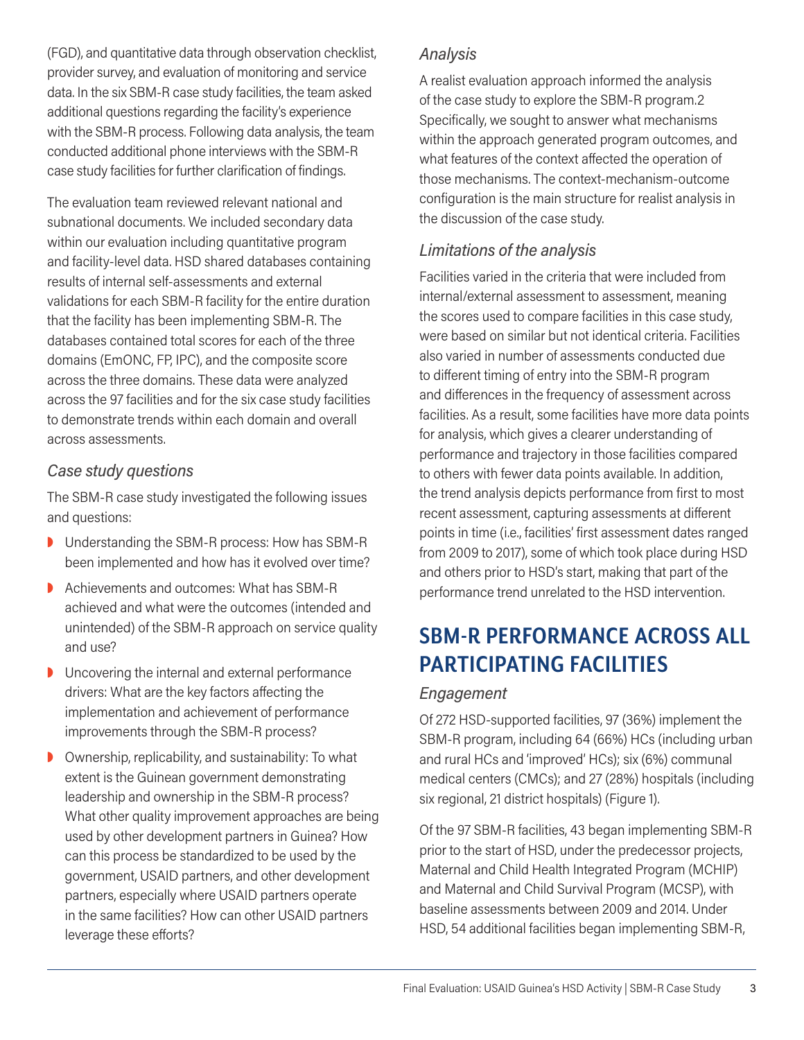(FGD), and quantitative data through observation checklist, provider survey, and evaluation of monitoring and service data. In the six SBM-R case study facilities, the team asked additional questions regarding the facility's experience with the SBM-R process. Following data analysis, the team conducted additional phone interviews with the SBM-R case study facilities for further clarification of findings.

The evaluation team reviewed relevant national and subnational documents. We included secondary data within our evaluation including quantitative program and facility-level data. HSD shared databases containing results of internal self-assessments and external validations for each SBM-R facility for the entire duration that the facility has been implementing SBM-R. The databases contained total scores for each of the three domains (EmONC, FP, IPC), and the composite score across the three domains. These data were analyzed across the 97 facilities and for the six case study facilities to demonstrate trends within each domain and overall across assessments.

### *Case study questions*

The SBM-R case study investigated the following issues and questions:

- Understanding the SBM-R process: How has SBM-R been implemented and how has it evolved over time?
- Achievements and outcomes: What has SBM-R achieved and what were the outcomes (intended and unintended) of the SBM-R approach on service quality and use?
- Uncovering the internal and external performance drivers: What are the key factors affecting the implementation and achievement of performance improvements through the SBM-R process?
- Ownership, replicability, and sustainability: To what extent is the Guinean government demonstrating leadership and ownership in the SBM-R process? What other quality improvement approaches are being used by other development partners in Guinea? How can this process be standardized to be used by the government, USAID partners, and other development partners, especially where USAID partners operate in the same facilities? How can other USAID partners leverage these efforts?

### *Analysis*

A realist evaluation approach informed the analysis of the case study to explore the SBM-R program.2 Specifically, we sought to answer what mechanisms within the approach generated program outcomes, and what features of the context affected the operation of those mechanisms. The context-mechanism-outcome configuration is the main structure for realist analysis in the discussion of the case study.

### *Limitations of the analysis*

Facilities varied in the criteria that were included from internal/external assessment to assessment, meaning the scores used to compare facilities in this case study, were based on similar but not identical criteria. Facilities also varied in number of assessments conducted due to different timing of entry into the SBM-R program and differences in the frequency of assessment across facilities. As a result, some facilities have more data points for analysis, which gives a clearer understanding of performance and trajectory in those facilities compared to others with fewer data points available. In addition, the trend analysis depicts performance from first to most recent assessment, capturing assessments at different points in time (i.e., facilities' first assessment dates ranged from 2009 to 2017), some of which took place during HSD and others prior to HSD's start, making that part of the performance trend unrelated to the HSD intervention.

## SBM-R PERFORMANCE ACROSS ALL PARTICIPATING FACILITIES

### *Engagement*

Of 272 HSD-supported facilities, 97 (36%) implement the SBM-R program, including 64 (66%) HCs (including urban and rural HCs and 'improved' HCs); six (6%) communal medical centers (CMCs); and 27 (28%) hospitals (including six regional, 21 district hospitals) (Figure 1).

Of the 97 SBM-R facilities, 43 began implementing SBM-R prior to the start of HSD, under the predecessor projects, Maternal and Child Health Integrated Program (MCHIP) and Maternal and Child Survival Program (MCSP), with baseline assessments between 2009 and 2014. Under HSD, 54 additional facilities began implementing SBM-R,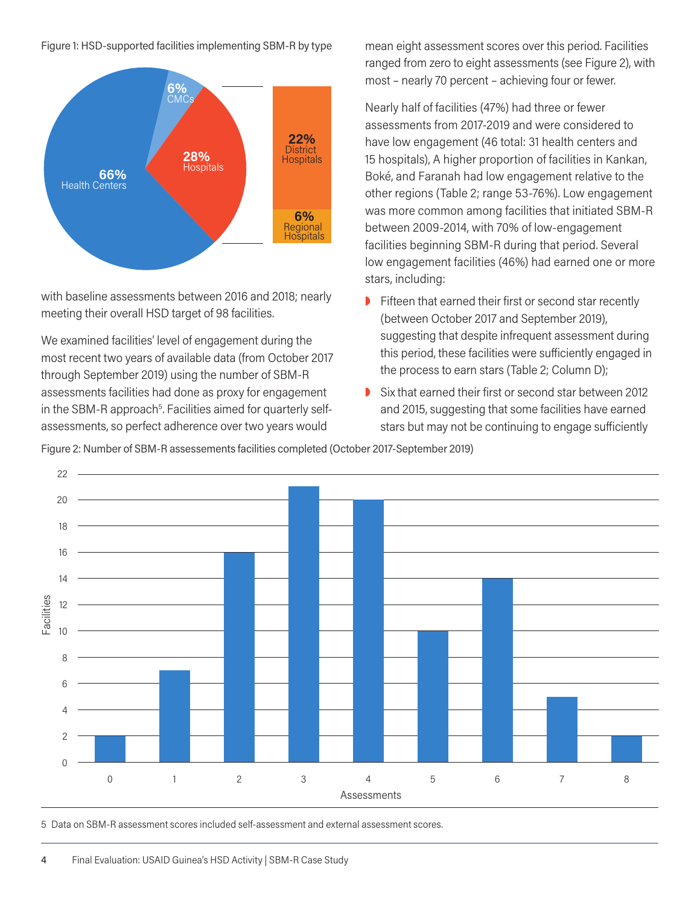Figure 1: HSD-supported facilities implementing SBM-R by type

with baseline assessments between 2016 and 2018; nearly meeting their overall HSD target of 98 facilities.

We examined facilities' level of engagement during the most recent two years of available data (from October 2017 through September 2019) using the number of SBM-R assessments facilities had done as proxy for engagement in the SBM-R approach[5]. Facilities aimed for quarterly self-assessments, so perfect adherence over two years would mean eight assessment scores over this period. Facilities ranged from zero to eight assessments (see Figure 2), with most – nearly 70 percent – achieving four or fewer.

Nearly half of facilities (47%) had three or fewer assessments from 2017-2019 and were considered to have low engagement (46 total: 31 health centers and 15 hospitals), A higher proportion of facilities in Kankan, Boké, and Faranah had low engagement relative to the other regions (Table 2; range 53-76%). Low engagement was more common among facilities that initiated SBM-R between 2009-2014, with 70% of low-engagement facilities beginning SBM-R during that period. Several low engagement facilities (46%) had earned one or more stars, including:

- Fifteen that earned their first or second star recently (between October 2017 and September 2019), suggesting that despite infrequent assessment during this period, these facilities were sufficiently engaged in the process to earn stars (Table 2; Column D);
- Six that earned their first or second star between 2012 and 2015, suggesting that some facilities have earned stars but may not be continuing to engage sufficiently

Figure 2: Number of SBM-R assessements facilities completed (October 2017-September 2019)

5 Data on SBM-R assessment scores included self-assessment and external assessment scores.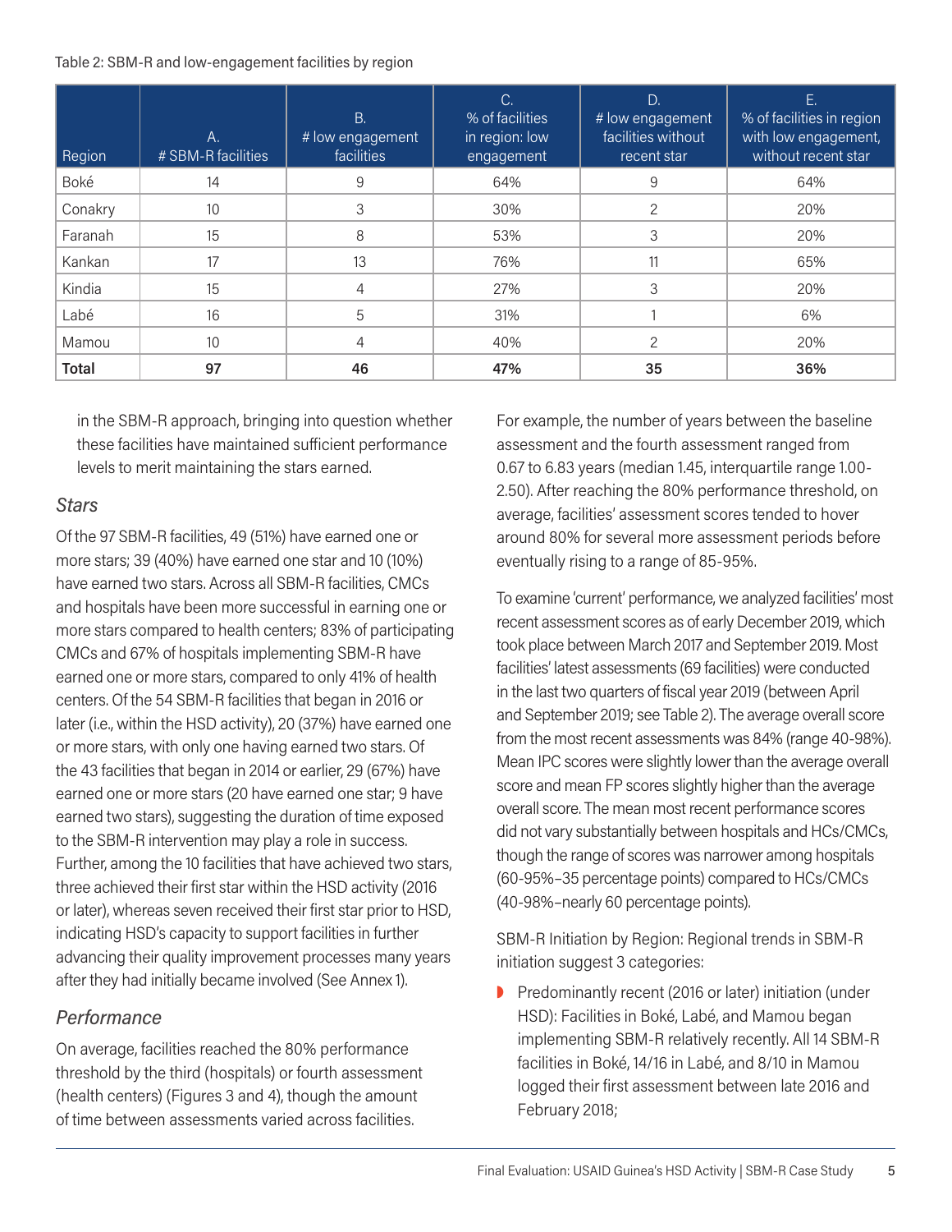Table 2: SBM-R and low-engagement facilities by region

| Region | A. # SBM-R facilities | B. # low engagement facilities | C. % of facilities in region: low engagement | D. # low engagement facilities without recent star | E. % of facilities in region with low engagement, without recent star |
|---|---|---|---|---|---|
| Boké | 14 | 9 | 64% | 9 | 64% |
| Conakry | 10 | 3 | 30% | 2 | 20% |
| Faranah | 15 | 8 | 53% | 3 | 20% |
| Kankan | 17 | 13 | 76% | 11 | 65% |
| Kindia | 15 | 4 | 27% | 3 | 20% |
| Labé | 16 | 5 | 31% | 1 | 6% |
| Mamou | 10 | 4 | 40% | 2 | 20% |
| **Total** | **97** | **46** | **47%** | **35** | **36%** |

in the SBM-R approach, bringing into question whether these facilities have maintained sufficient performance levels to merit maintaining the stars earned.

## *Stars*

Of the 97 SBM-R facilities, 49 (51%) have earned one or more stars; 39 (40%) have earned one star and 10 (10%) have earned two stars. Across all SBM-R facilities, CMCs and hospitals have been more successful in earning one or more stars compared to health centers; 83% of participating CMCs and 67% of hospitals implementing SBM-R have earned one or more stars, compared to only 41% of health centers. Of the 54 SBM-R facilities that began in 2016 or later (i.e., within the HSD activity), 20 (37%) have earned one or more stars, with only one having earned two stars. Of the 43 facilities that began in 2014 or earlier, 29 (67%) have earned one or more stars (20 have earned one star; 9 have earned two stars), suggesting the duration of time exposed to the SBM-R intervention may play a role in success. Further, among the 10 facilities that have achieved two stars, three achieved their first star within the HSD activity (2016 or later), whereas seven received their first star prior to HSD, indicating HSD's capacity to support facilities in further advancing their quality improvement processes many years after they had initially became involved (See Annex 1).

## *Performance*

On average, facilities reached the 80% performance threshold by the third (hospitals) or fourth assessment (health centers) (Figures 3 and 4), though the amount of time between assessments varied across facilities. For example, the number of years between the baseline assessment and the fourth assessment ranged from 0.67 to 6.83 years (median 1.45, interquartile range 1.00-2.50). After reaching the 80% performance threshold, on average, facilities' assessment scores tended to hover around 80% for several more assessment periods before eventually rising to a range of 85-95%.

To examine 'current' performance, we analyzed facilities' most recent assessment scores as of early December 2019, which took place between March 2017 and September 2019. Most facilities' latest assessments (69 facilities) were conducted in the last two quarters of fiscal year 2019 (between April and September 2019; see Table 2). The average overall score from the most recent assessments was 84% (range 40-98%). Mean IPC scores were slightly lower than the average overall score and mean FP scores slightly higher than the average overall score. The mean most recent performance scores did not vary substantially between hospitals and HCs/CMCs, though the range of scores was narrower among hospitals (60-95%–35 percentage points) compared to HCs/CMCs (40-98%–nearly 60 percentage points).

SBM-R Initiation by Region: Regional trends in SBM-R initiation suggest 3 categories:

- Predominantly recent (2016 or later) initiation (under HSD): Facilities in Boké, Labé, and Mamou began implementing SBM-R relatively recently. All 14 SBM-R facilities in Boké, 14/16 in Labé, and 8/10 in Mamou logged their first assessment between late 2016 and February 2018;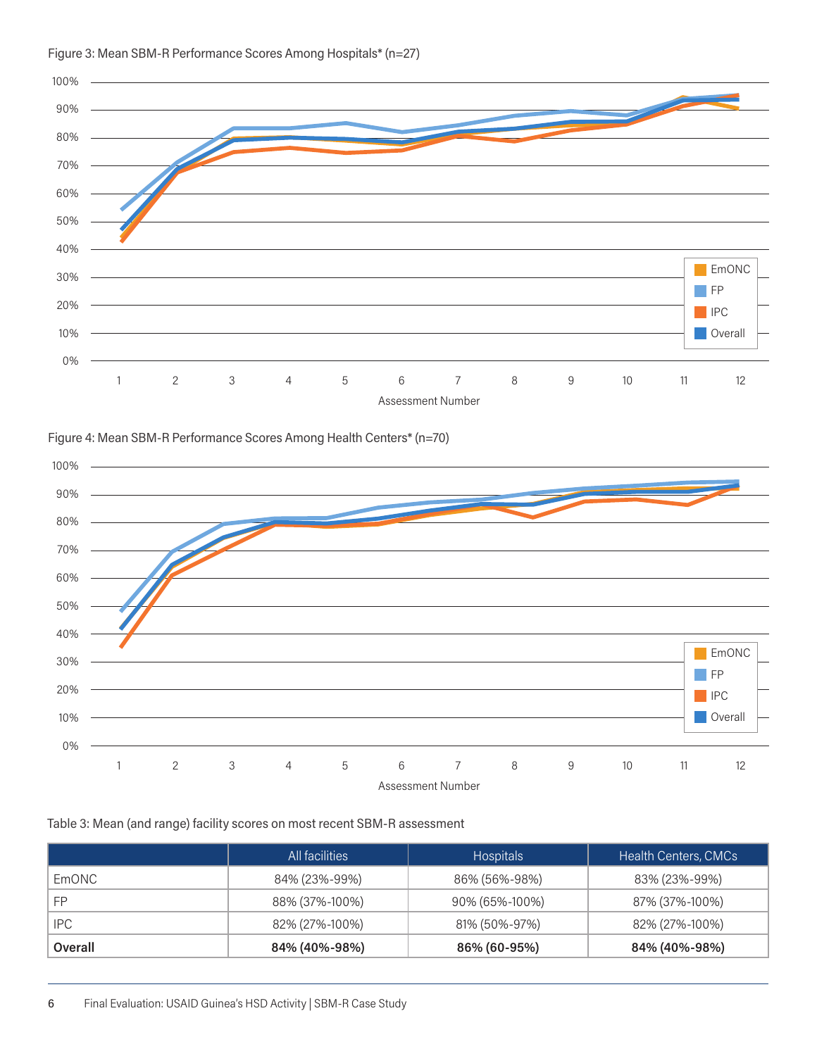Figure 3: Mean SBM-R Performance Scores Among Hospitals* (n=27)

Figure 4: Mean SBM-R Performance Scores Among Health Centers* (n=70)

Table 3: Mean (and range) facility scores on most recent SBM-R assessment

| | All facilities | Hospitals | Health Centers, CMCs |
|---|---|---|---|
| EmONC | 84% (23%-99%) | 86% (56%-98%) | 83% (23%-99%) |
| FP | 88% (37%-100%) | 90% (65%-100%) | 87% (37%-100%) |
| IPC | 82% (27%-100%) | 81% (50%-97%) | 82% (27%-100%) |
| **Overall** | **84% (40%-98%)** | **86% (60-95%)** | **84% (40%-98%)** |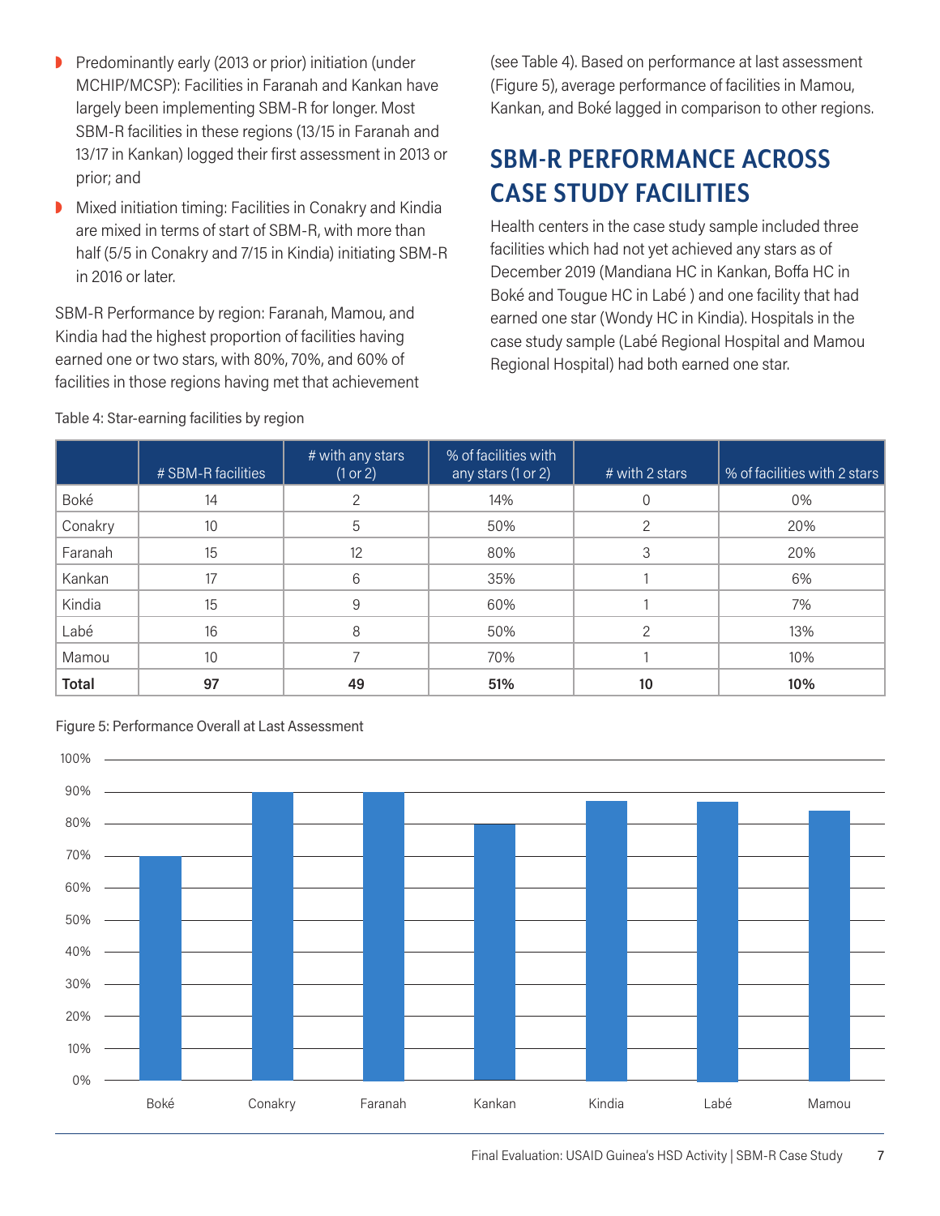- Predominantly early (2013 or prior) initiation (under MCHIP/MCSP): Facilities in Faranah and Kankan have largely been implementing SBM-R for longer. Most SBM-R facilities in these regions (13/15 in Faranah and 13/17 in Kankan) logged their first assessment in 2013 or prior; and
- Mixed initiation timing: Facilities in Conakry and Kindia are mixed in terms of start of SBM-R, with more than half (5/5 in Conakry and 7/15 in Kindia) initiating SBM-R in 2016 or later.

SBM-R Performance by region: Faranah, Mamou, and Kindia had the highest proportion of facilities having earned one or two stars, with 80%, 70%, and 60% of facilities in those regions having met that achievement (see Table 4). Based on performance at last assessment (Figure 5), average performance of facilities in Mamou, Kankan, and Boké lagged in comparison to other regions.

## SBM-R PERFORMANCE ACROSS CASE STUDY FACILITIES

Health centers in the case study sample included three facilities which had not yet achieved any stars as of December 2019 (Mandiana HC in Kankan, Boffa HC in Boké and Tougue HC in Labé ) and one facility that had earned one star (Wondy HC in Kindia). Hospitals in the case study sample (Labé Regional Hospital and Mamou Regional Hospital) had both earned one star.

Table 4: Star-earning facilities by region

| | # SBM-R facilities | # with any stars (1 or 2) | % of facilities with any stars (1 or 2) | # with 2 stars | % of facilities with 2 stars |
|---|---|---|---|---|---|
| Boké | 14 | 2 | 14% | 0 | 0% |
| Conakry | 10 | 5 | 50% | 2 | 20% |
| Faranah | 15 | 12 | 80% | 3 | 20% |
| Kankan | 17 | 6 | 35% | 1 | 6% |
| Kindia | 15 | 9 | 60% | 1 | 7% |
| Labé | 16 | 8 | 50% | 2 | 13% |
| Mamou | 10 | 7 | 70% | 1 | 10% |
| **Total** | **97** | **49** | **51%** | **10** | **10%** |

Figure 5: Performance Overall at Last Assessment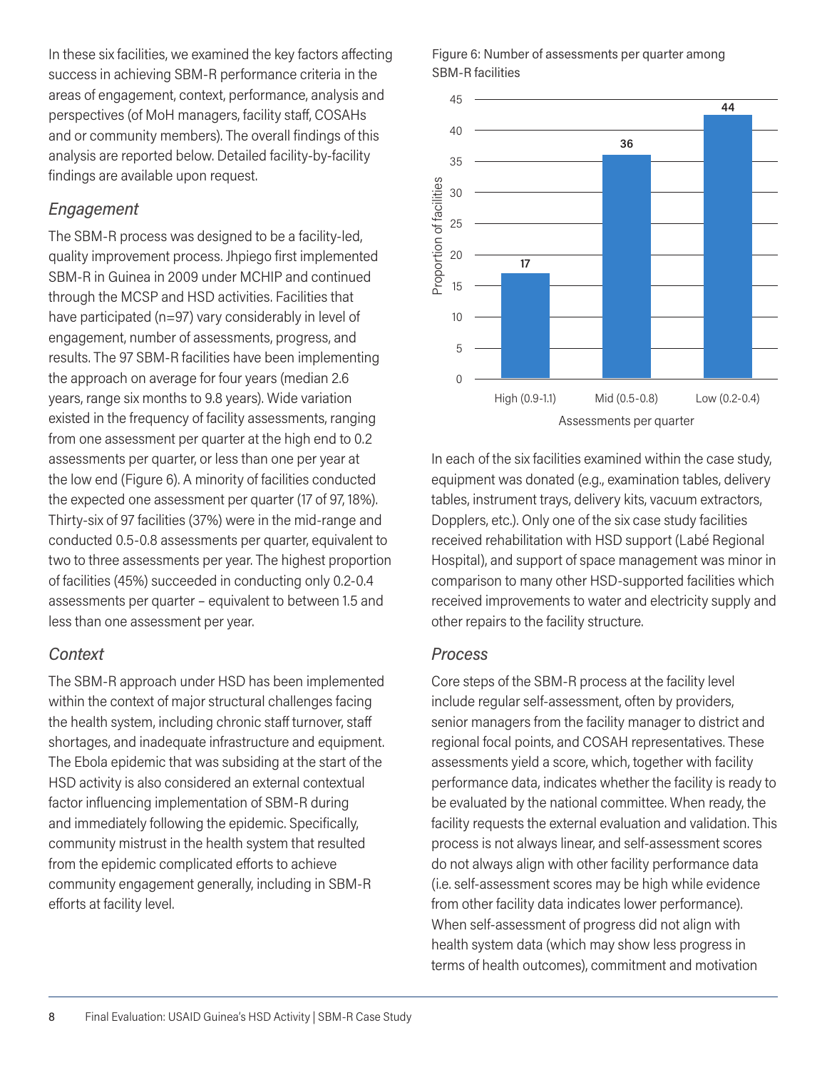In these six facilities, we examined the key factors affecting success in achieving SBM-R performance criteria in the areas of engagement, context, performance, analysis and perspectives (of MoH managers, facility staff, COSAHs and or community members). The overall findings of this analysis are reported below. Detailed facility-by-facility findings are available upon request.

### *Engagement*

The SBM-R process was designed to be a facility-led, quality improvement process. Jhpiego first implemented SBM-R in Guinea in 2009 under MCHIP and continued through the MCSP and HSD activities. Facilities that have participated (n=97) vary considerably in level of engagement, number of assessments, progress, and results. The 97 SBM-R facilities have been implementing the approach on average for four years (median 2.6 years, range six months to 9.8 years). Wide variation existed in the frequency of facility assessments, ranging from one assessment per quarter at the high end to 0.2 assessments per quarter, or less than one per year at the low end (Figure 6). A minority of facilities conducted the expected one assessment per quarter (17 of 97, 18%). Thirty-six of 97 facilities (37%) were in the mid-range and conducted 0.5-0.8 assessments per quarter, equivalent to two to three assessments per year. The highest proportion of facilities (45%) succeeded in conducting only 0.2-0.4 assessments per quarter – equivalent to between 1.5 and less than one assessment per year.

### *Context*

The SBM-R approach under HSD has been implemented within the context of major structural challenges facing the health system, including chronic staff turnover, staff shortages, and inadequate infrastructure and equipment. The Ebola epidemic that was subsiding at the start of the HSD activity is also considered an external contextual factor influencing implementation of SBM-R during and immediately following the epidemic. Specifically, community mistrust in the health system that resulted from the epidemic complicated efforts to achieve community engagement generally, including in SBM-R efforts at facility level.

Figure 6: Number of assessments per quarter among SBM-R facilities

| Assessments per quarter | Proportion of facilities |
|---|---|
| High (0.9-1.1) | 17 |
| Mid (0.5-0.8) | 36 |
| Low (0.2-0.4) | 44 |

In each of the six facilities examined within the case study, equipment was donated (e.g., examination tables, delivery tables, instrument trays, delivery kits, vacuum extractors, Dopplers, etc.). Only one of the six case study facilities received rehabilitation with HSD support (Labé Regional Hospital), and support of space management was minor in comparison to many other HSD-supported facilities which received improvements to water and electricity supply and other repairs to the facility structure.

### *Process*

Core steps of the SBM-R process at the facility level include regular self-assessment, often by providers, senior managers from the facility manager to district and regional focal points, and COSAH representatives. These assessments yield a score, which, together with facility performance data, indicates whether the facility is ready to be evaluated by the national committee. When ready, the facility requests the external evaluation and validation. This process is not always linear, and self-assessment scores do not always align with other facility performance data (i.e. self-assessment scores may be high while evidence from other facility data indicates lower performance). When self-assessment of progress did not align with health system data (which may show less progress in terms of health outcomes), commitment and motivation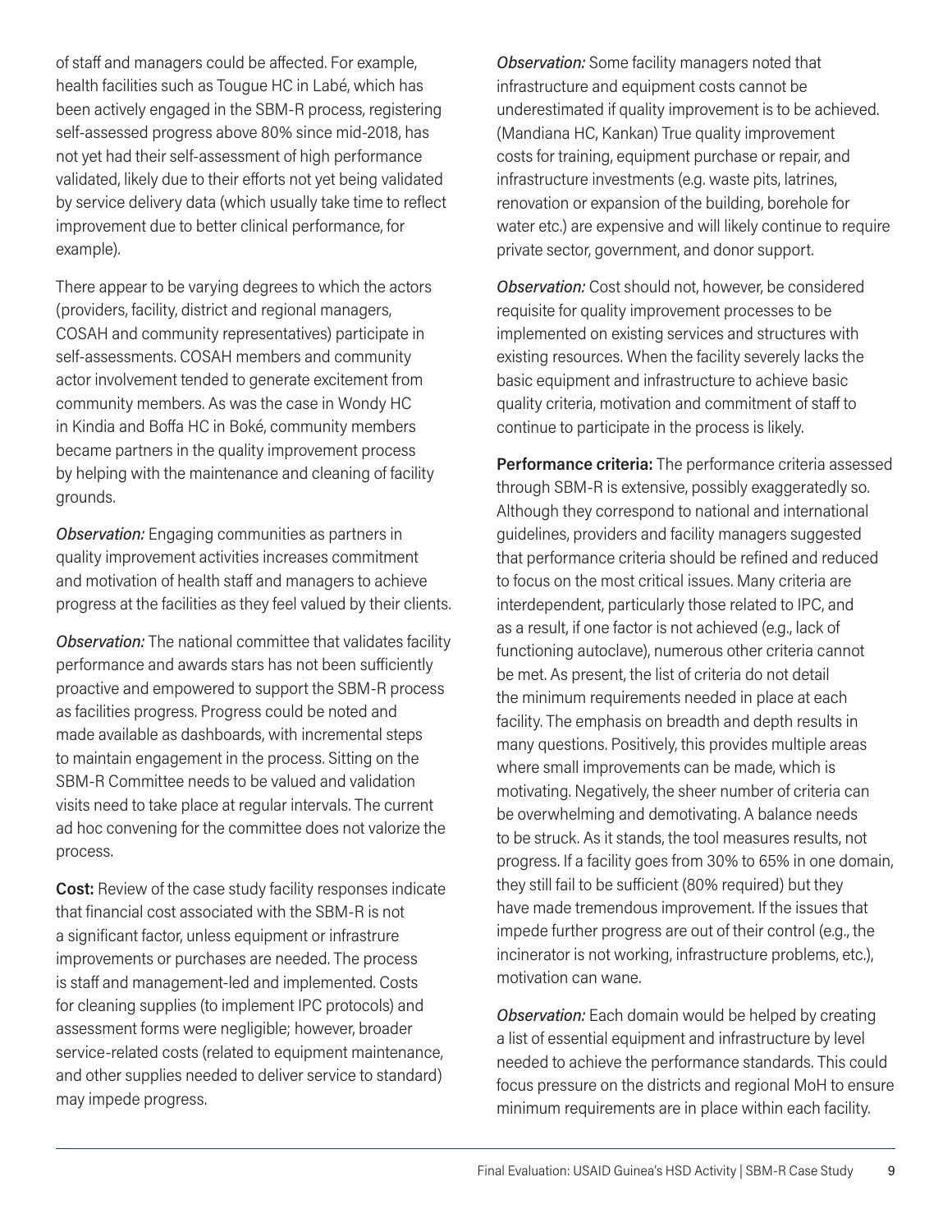of staff and managers could be affected. For example, health facilities such as Tougue HC in Labé, which has been actively engaged in the SBM-R process, registering self-assessed progress above 80% since mid-2018, has not yet had their self-assessment of high performance validated, likely due to their efforts not yet being validated by service delivery data (which usually take time to reflect improvement due to better clinical performance, for example).

There appear to be varying degrees to which the actors (providers, facility, district and regional managers, COSAH and community representatives) participate in self-assessments. COSAH members and community actor involvement tended to generate excitement from community members. As was the case in Wondy HC in Kindia and Boffa HC in Boké, community members became partners in the quality improvement process by helping with the maintenance and cleaning of facility grounds.

*Observation:* Engaging communities as partners in quality improvement activities increases commitment and motivation of health staff and managers to achieve progress at the facilities as they feel valued by their clients.

*Observation:* The national committee that validates facility performance and awards stars has not been sufficiently proactive and empowered to support the SBM-R process as facilities progress. Progress could be noted and made available as dashboards, with incremental steps to maintain engagement in the process. Sitting on the SBM-R Committee needs to be valued and validation visits need to take place at regular intervals. The current ad hoc convening for the committee does not valorize the process.

**Cost:** Review of the case study facility responses indicate that financial cost associated with the SBM-R is not a significant factor, unless equipment or infrastrure improvements or purchases are needed. The process is staff and management-led and implemented. Costs for cleaning supplies (to implement IPC protocols) and assessment forms were negligible; however, broader service-related costs (related to equipment maintenance, and other supplies needed to deliver service to standard) may impede progress.

*Observation:* Some facility managers noted that infrastructure and equipment costs cannot be underestimated if quality improvement is to be achieved. (Mandiana HC, Kankan) True quality improvement costs for training, equipment purchase or repair, and infrastructure investments (e.g. waste pits, latrines, renovation or expansion of the building, borehole for water etc.) are expensive and will likely continue to require private sector, government, and donor support.

*Observation:* Cost should not, however, be considered requisite for quality improvement processes to be implemented on existing services and structures with existing resources. When the facility severely lacks the basic equipment and infrastructure to achieve basic quality criteria, motivation and commitment of staff to continue to participate in the process is likely.

**Performance criteria:** The performance criteria assessed through SBM-R is extensive, possibly exaggeratedly so. Although they correspond to national and international guidelines, providers and facility managers suggested that performance criteria should be refined and reduced to focus on the most critical issues. Many criteria are interdependent, particularly those related to IPC, and as a result, if one factor is not achieved (e.g., lack of functioning autoclave), numerous other criteria cannot be met. As present, the list of criteria do not detail the minimum requirements needed in place at each facility. The emphasis on breadth and depth results in many questions. Positively, this provides multiple areas where small improvements can be made, which is motivating. Negatively, the sheer number of criteria can be overwhelming and demotivating. A balance needs to be struck. As it stands, the tool measures results, not progress. If a facility goes from 30% to 65% in one domain, they still fail to be sufficient (80% required) but they have made tremendous improvement. If the issues that impede further progress are out of their control (e.g., the incinerator is not working, infrastructure problems, etc.), motivation can wane.

*Observation:* Each domain would be helped by creating a list of essential equipment and infrastructure by level needed to achieve the performance standards. This could focus pressure on the districts and regional MoH to ensure minimum requirements are in place within each facility.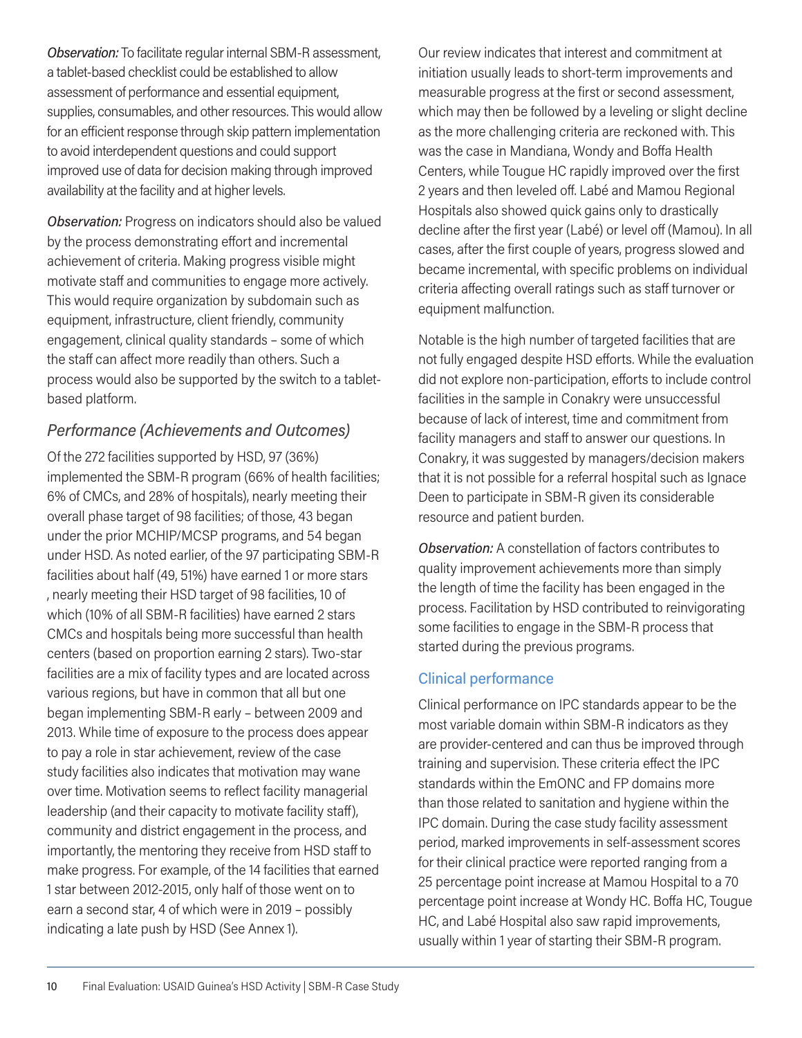*Observation:* To facilitate regular internal SBM-R assessment, a tablet-based checklist could be established to allow assessment of performance and essential equipment, supplies, consumables, and other resources. This would allow for an efficient response through skip pattern implementation to avoid interdependent questions and could support improved use of data for decision making through improved availability at the facility and at higher levels.

*Observation:* Progress on indicators should also be valued by the process demonstrating effort and incremental achievement of criteria. Making progress visible might motivate staff and communities to engage more actively. This would require organization by subdomain such as equipment, infrastructure, client friendly, community engagement, clinical quality standards – some of which the staff can affect more readily than others. Such a process would also be supported by the switch to a tablet-based platform.

## *Performance (Achievements and Outcomes)*

Of the 272 facilities supported by HSD, 97 (36%) implemented the SBM-R program (66% of health facilities; 6% of CMCs, and 28% of hospitals), nearly meeting their overall phase target of 98 facilities; of those, 43 began under the prior MCHIP/MCSP programs, and 54 began under HSD. As noted earlier, of the 97 participating SBM-R facilities about half (49, 51%) have earned 1 or more stars , nearly meeting their HSD target of 98 facilities, 10 of which (10% of all SBM-R facilities) have earned 2 stars CMCs and hospitals being more successful than health centers (based on proportion earning 2 stars). Two-star facilities are a mix of facility types and are located across various regions, but have in common that all but one began implementing SBM-R early – between 2009 and 2013. While time of exposure to the process does appear to pay a role in star achievement, review of the case study facilities also indicates that motivation may wane over time. Motivation seems to reflect facility managerial leadership (and their capacity to motivate facility staff), community and district engagement in the process, and importantly, the mentoring they receive from HSD staff to make progress. For example, of the 14 facilities that earned 1 star between 2012-2015, only half of those went on to earn a second star, 4 of which were in 2019 – possibly indicating a late push by HSD (See Annex 1).

Our review indicates that interest and commitment at initiation usually leads to short-term improvements and measurable progress at the first or second assessment, which may then be followed by a leveling or slight decline as the more challenging criteria are reckoned with. This was the case in Mandiana, Wondy and Boffa Health Centers, while Tougue HC rapidly improved over the first 2 years and then leveled off. Labé and Mamou Regional Hospitals also showed quick gains only to drastically decline after the first year (Labé) or level off (Mamou). In all cases, after the first couple of years, progress slowed and became incremental, with specific problems on individual criteria affecting overall ratings such as staff turnover or equipment malfunction.

Notable is the high number of targeted facilities that are not fully engaged despite HSD efforts. While the evaluation did not explore non-participation, efforts to include control facilities in the sample in Conakry were unsuccessful because of lack of interest, time and commitment from facility managers and staff to answer our questions. In Conakry, it was suggested by managers/decision makers that it is not possible for a referral hospital such as Ignace Deen to participate in SBM-R given its considerable resource and patient burden.

*Observation:* A constellation of factors contributes to quality improvement achievements more than simply the length of time the facility has been engaged in the process. Facilitation by HSD contributed to reinvigorating some facilities to engage in the SBM-R process that started during the previous programs.

### Clinical performance

Clinical performance on IPC standards appear to be the most variable domain within SBM-R indicators as they are provider-centered and can thus be improved through training and supervision. These criteria effect the IPC standards within the EmONC and FP domains more than those related to sanitation and hygiene within the IPC domain. During the case study facility assessment period, marked improvements in self-assessment scores for their clinical practice were reported ranging from a 25 percentage point increase at Mamou Hospital to a 70 percentage point increase at Wondy HC. Boffa HC, Tougue HC, and Labé Hospital also saw rapid improvements, usually within 1 year of starting their SBM-R program.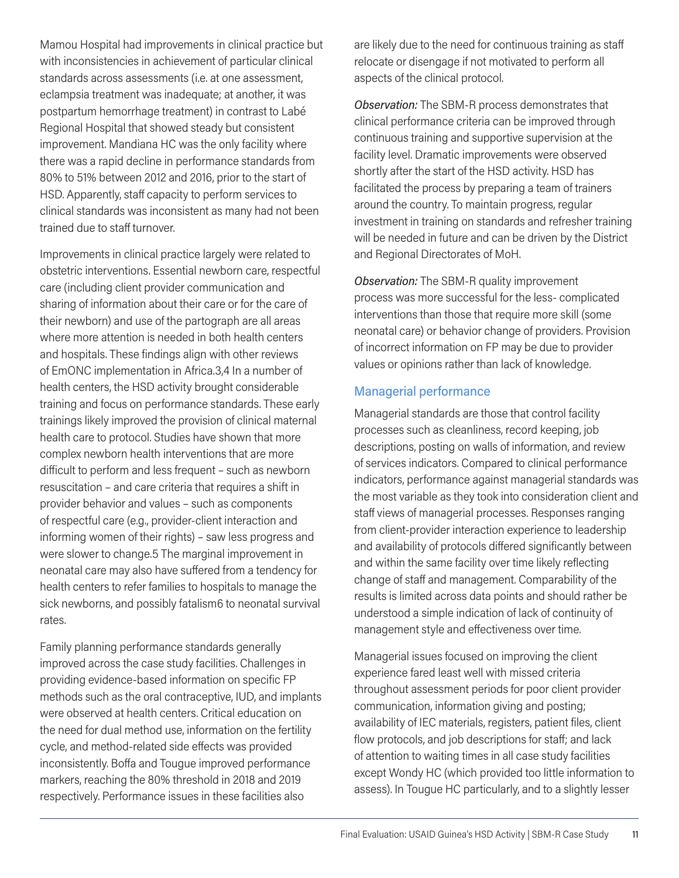Mamou Hospital had improvements in clinical practice but with inconsistencies in achievement of particular clinical standards across assessments (i.e. at one assessment, eclampsia treatment was inadequate; at another, it was postpartum hemorrhage treatment) in contrast to Labé Regional Hospital that showed steady but consistent improvement. Mandiana HC was the only facility where there was a rapid decline in performance standards from 80% to 51% between 2012 and 2016, prior to the start of HSD. Apparently, staff capacity to perform services to clinical standards was inconsistent as many had not been trained due to staff turnover.

Improvements in clinical practice largely were related to obstetric interventions. Essential newborn care, respectful care (including client provider communication and sharing of information about their care or for the care of their newborn) and use of the partograph are all areas where more attention is needed in both health centers and hospitals. These findings align with other reviews of EmONC implementation in Africa.[3,4] In a number of health centers, the HSD activity brought considerable training and focus on performance standards. These early trainings likely improved the provision of clinical maternal health care to protocol. Studies have shown that more complex newborn health interventions that are more difficult to perform and less frequent – such as newborn resuscitation – and care criteria that requires a shift in provider behavior and values – such as components of respectful care (e.g., provider-client interaction and informing women of their rights) – saw less progress and were slower to change.[5] The marginal improvement in neonatal care may also have suffered from a tendency for health centers to refer families to hospitals to manage the sick newborns, and possibly fatalism[6] to neonatal survival rates.

Family planning performance standards generally improved across the case study facilities. Challenges in providing evidence-based information on specific FP methods such as the oral contraceptive, IUD, and implants were observed at health centers. Critical education on the need for dual method use, information on the fertility cycle, and method-related side effects was provided inconsistently. Boffa and Tougue improved performance markers, reaching the 80% threshold in 2018 and 2019 respectively. Performance issues in these facilities also are likely due to the need for continuous training as staff relocate or disengage if not motivated to perform all aspects of the clinical protocol.

*Observation:* The SBM-R process demonstrates that clinical performance criteria can be improved through continuous training and supportive supervision at the facility level. Dramatic improvements were observed shortly after the start of the HSD activity. HSD has facilitated the process by preparing a team of trainers around the country. To maintain progress, regular investment in training on standards and refresher training will be needed in future and can be driven by the District and Regional Directorates of MoH.

*Observation:* The SBM-R quality improvement process was more successful for the less- complicated interventions than those that require more skill (some neonatal care) or behavior change of providers. Provision of incorrect information on FP may be due to provider values or opinions rather than lack of knowledge.

## Managerial performance

Managerial standards are those that control facility processes such as cleanliness, record keeping, job descriptions, posting on walls of information, and review of services indicators. Compared to clinical performance indicators, performance against managerial standards was the most variable as they took into consideration client and staff views of managerial processes. Responses ranging from client-provider interaction experience to leadership and availability of protocols differed significantly between and within the same facility over time likely reflecting change of staff and management. Comparability of the results is limited across data points and should rather be understood a simple indication of lack of continuity of management style and effectiveness over time.

Managerial issues focused on improving the client experience fared least well with missed criteria throughout assessment periods for poor client provider communication, information giving and posting; availability of IEC materials, registers, patient files, client flow protocols, and job descriptions for staff; and lack of attention to waiting times in all case study facilities except Wondy HC (which provided too little information to assess). In Tougue HC particularly, and to a slightly lesser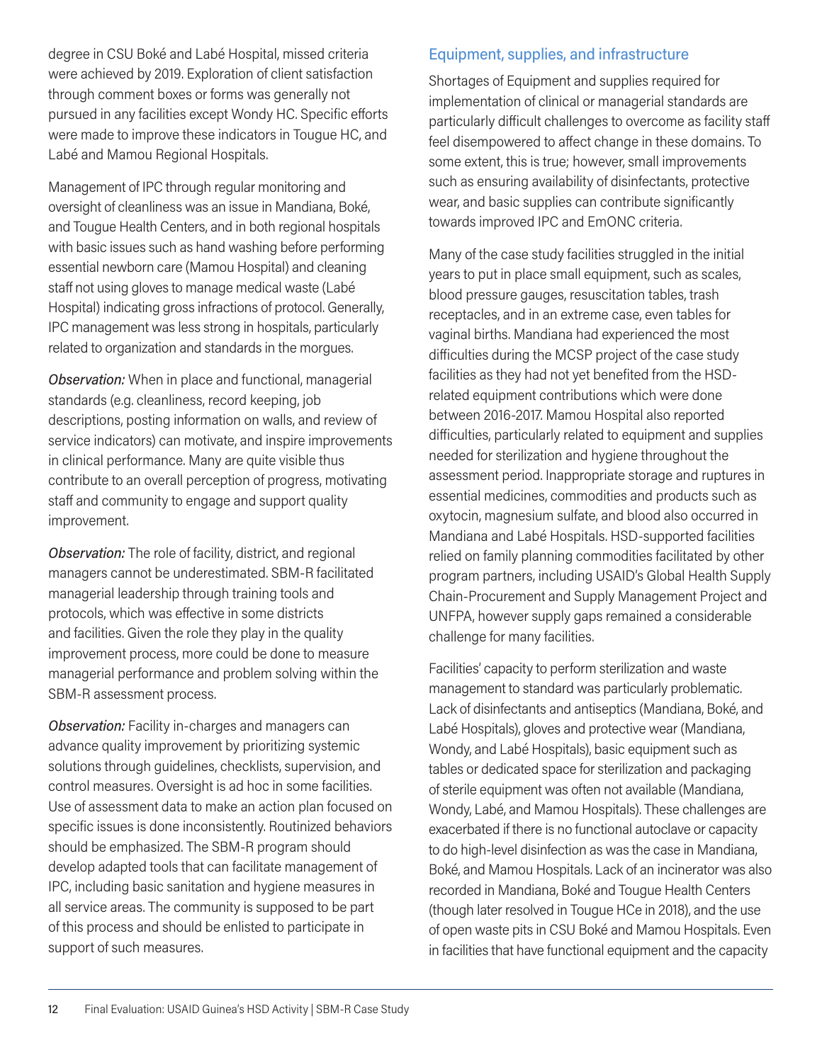degree in CSU Boké and Labé Hospital, missed criteria were achieved by 2019. Exploration of client satisfaction through comment boxes or forms was generally not pursued in any facilities except Wondy HC. Specific efforts were made to improve these indicators in Tougue HC, and Labé and Mamou Regional Hospitals.

Management of IPC through regular monitoring and oversight of cleanliness was an issue in Mandiana, Boké, and Tougue Health Centers, and in both regional hospitals with basic issues such as hand washing before performing essential newborn care (Mamou Hospital) and cleaning staff not using gloves to manage medical waste (Labé Hospital) indicating gross infractions of protocol. Generally, IPC management was less strong in hospitals, particularly related to organization and standards in the morgues.

*Observation:* When in place and functional, managerial standards (e.g. cleanliness, record keeping, job descriptions, posting information on walls, and review of service indicators) can motivate, and inspire improvements in clinical performance. Many are quite visible thus contribute to an overall perception of progress, motivating staff and community to engage and support quality improvement.

*Observation:* The role of facility, district, and regional managers cannot be underestimated. SBM-R facilitated managerial leadership through training tools and protocols, which was effective in some districts and facilities. Given the role they play in the quality improvement process, more could be done to measure managerial performance and problem solving within the SBM-R assessment process.

*Observation:* Facility in-charges and managers can advance quality improvement by prioritizing systemic solutions through guidelines, checklists, supervision, and control measures. Oversight is ad hoc in some facilities. Use of assessment data to make an action plan focused on specific issues is done inconsistently. Routinized behaviors should be emphasized. The SBM-R program should develop adapted tools that can facilitate management of IPC, including basic sanitation and hygiene measures in all service areas. The community is supposed to be part of this process and should be enlisted to participate in support of such measures.

### Equipment, supplies, and infrastructure

Shortages of Equipment and supplies required for implementation of clinical or managerial standards are particularly difficult challenges to overcome as facility staff feel disempowered to affect change in these domains. To some extent, this is true; however, small improvements such as ensuring availability of disinfectants, protective wear, and basic supplies can contribute significantly towards improved IPC and EmONC criteria.

Many of the case study facilities struggled in the initial years to put in place small equipment, such as scales, blood pressure gauges, resuscitation tables, trash receptacles, and in an extreme case, even tables for vaginal births. Mandiana had experienced the most difficulties during the MCSP project of the case study facilities as they had not yet benefited from the HSD-related equipment contributions which were done between 2016-2017. Mamou Hospital also reported difficulties, particularly related to equipment and supplies needed for sterilization and hygiene throughout the assessment period. Inappropriate storage and ruptures in essential medicines, commodities and products such as oxytocin, magnesium sulfate, and blood also occurred in Mandiana and Labé Hospitals. HSD-supported facilities relied on family planning commodities facilitated by other program partners, including USAID's Global Health Supply Chain-Procurement and Supply Management Project and UNFPA, however supply gaps remained a considerable challenge for many facilities.

Facilities' capacity to perform sterilization and waste management to standard was particularly problematic. Lack of disinfectants and antiseptics (Mandiana, Boké, and Labé Hospitals), gloves and protective wear (Mandiana, Wondy, and Labé Hospitals), basic equipment such as tables or dedicated space for sterilization and packaging of sterile equipment was often not available (Mandiana, Wondy, Labé, and Mamou Hospitals). These challenges are exacerbated if there is no functional autoclave or capacity to do high-level disinfection as was the case in Mandiana, Boké, and Mamou Hospitals. Lack of an incinerator was also recorded in Mandiana, Boké and Tougue Health Centers (though later resolved in Tougue HCe in 2018), and the use of open waste pits in CSU Boké and Mamou Hospitals. Even in facilities that have functional equipment and the capacity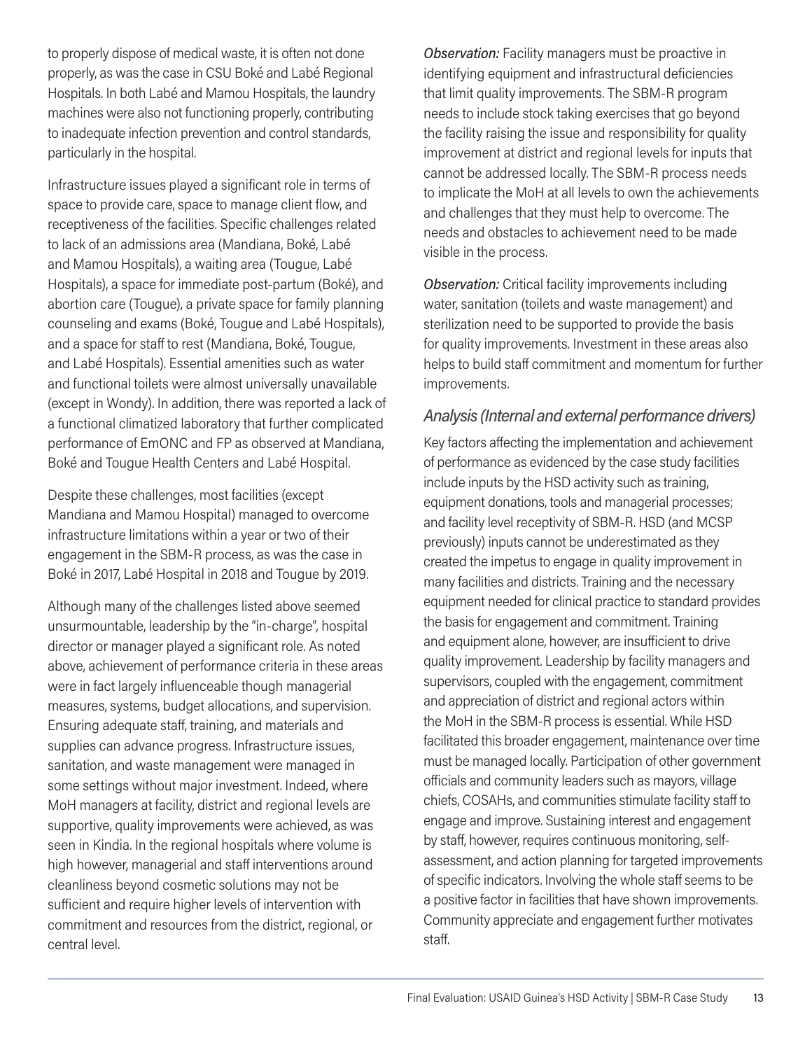to properly dispose of medical waste, it is often not done properly, as was the case in CSU Boké and Labé Regional Hospitals. In both Labé and Mamou Hospitals, the laundry machines were also not functioning properly, contributing to inadequate infection prevention and control standards, particularly in the hospital.

Infrastructure issues played a significant role in terms of space to provide care, space to manage client flow, and receptiveness of the facilities. Specific challenges related to lack of an admissions area (Mandiana, Boké, Labé and Mamou Hospitals), a waiting area (Tougue, Labé Hospitals), a space for immediate post-partum (Boké), and abortion care (Tougue), a private space for family planning counseling and exams (Boké, Tougue and Labé Hospitals), and a space for staff to rest (Mandiana, Boké, Tougue, and Labé Hospitals). Essential amenities such as water and functional toilets were almost universally unavailable (except in Wondy). In addition, there was reported a lack of a functional climatized laboratory that further complicated performance of EmONC and FP as observed at Mandiana, Boké and Tougue Health Centers and Labé Hospital.

Despite these challenges, most facilities (except Mandiana and Mamou Hospital) managed to overcome infrastructure limitations within a year or two of their engagement in the SBM-R process, as was the case in Boké in 2017, Labé Hospital in 2018 and Tougue by 2019.

Although many of the challenges listed above seemed unsurmountable, leadership by the "in-charge", hospital director or manager played a significant role. As noted above, achievement of performance criteria in these areas were in fact largely influenceable though managerial measures, systems, budget allocations, and supervision. Ensuring adequate staff, training, and materials and supplies can advance progress. Infrastructure issues, sanitation, and waste management were managed in some settings without major investment. Indeed, where MoH managers at facility, district and regional levels are supportive, quality improvements were achieved, as was seen in Kindia. In the regional hospitals where volume is high however, managerial and staff interventions around cleanliness beyond cosmetic solutions may not be sufficient and require higher levels of intervention with commitment and resources from the district, regional, or central level.

*Observation:* Facility managers must be proactive in identifying equipment and infrastructural deficiencies that limit quality improvements. The SBM-R program needs to include stock taking exercises that go beyond the facility raising the issue and responsibility for quality improvement at district and regional levels for inputs that cannot be addressed locally. The SBM-R process needs to implicate the MoH at all levels to own the achievements and challenges that they must help to overcome. The needs and obstacles to achievement need to be made visible in the process.

*Observation:* Critical facility improvements including water, sanitation (toilets and waste management) and sterilization need to be supported to provide the basis for quality improvements. Investment in these areas also helps to build staff commitment and momentum for further improvements.

## *Analysis (Internal and external performance drivers)*

Key factors affecting the implementation and achievement of performance as evidenced by the case study facilities include inputs by the HSD activity such as training, equipment donations, tools and managerial processes; and facility level receptivity of SBM-R. HSD (and MCSP previously) inputs cannot be underestimated as they created the impetus to engage in quality improvement in many facilities and districts. Training and the necessary equipment needed for clinical practice to standard provides the basis for engagement and commitment. Training and equipment alone, however, are insufficient to drive quality improvement. Leadership by facility managers and supervisors, coupled with the engagement, commitment and appreciation of district and regional actors within the MoH in the SBM-R process is essential. While HSD facilitated this broader engagement, maintenance over time must be managed locally. Participation of other government officials and community leaders such as mayors, village chiefs, COSAHs, and communities stimulate facility staff to engage and improve. Sustaining interest and engagement by staff, however, requires continuous monitoring, self-assessment, and action planning for targeted improvements of specific indicators. Involving the whole staff seems to be a positive factor in facilities that have shown improvements. Community appreciate and engagement further motivates staff.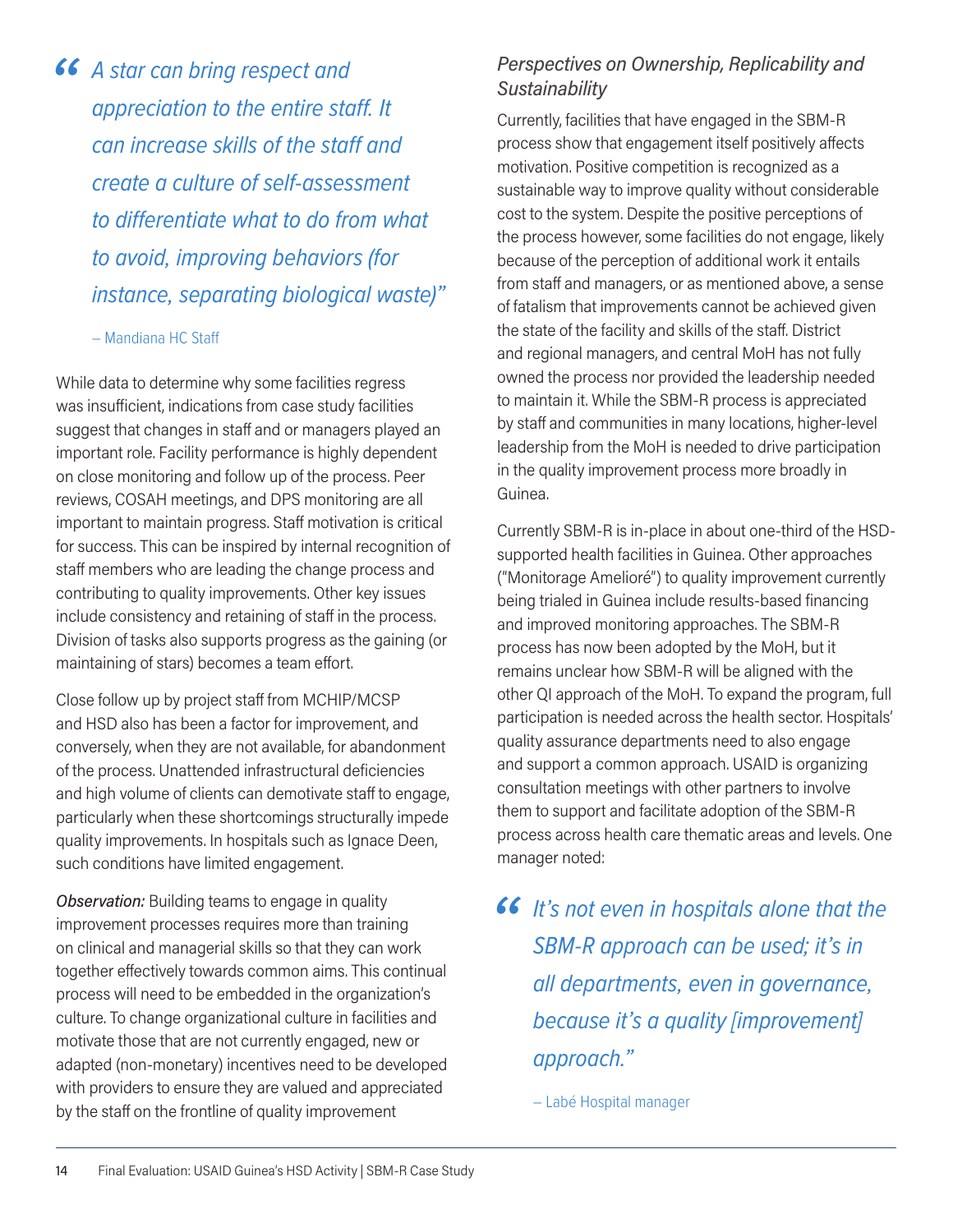> *"A star can bring respect and appreciation to the entire staff. It can increase skills of the staff and create a culture of self-assessment to differentiate what to do from what to avoid, improving behaviors (for instance, separating biological waste)"*
>
> – Mandiana HC Staff

While data to determine why some facilities regress was insufficient, indications from case study facilities suggest that changes in staff and or managers played an important role. Facility performance is highly dependent on close monitoring and follow up of the process. Peer reviews, COSAH meetings, and DPS monitoring are all important to maintain progress. Staff motivation is critical for success. This can be inspired by internal recognition of staff members who are leading the change process and contributing to quality improvements. Other key issues include consistency and retaining of staff in the process. Division of tasks also supports progress as the gaining (or maintaining of stars) becomes a team effort.

Close follow up by project staff from MCHIP/MCSP and HSD also has been a factor for improvement, and conversely, when they are not available, for abandonment of the process. Unattended infrastructural deficiencies and high volume of clients can demotivate staff to engage, particularly when these shortcomings structurally impede quality improvements. In hospitals such as Ignace Deen, such conditions have limited engagement.

*Observation:* Building teams to engage in quality improvement processes requires more than training on clinical and managerial skills so that they can work together effectively towards common aims. This continual process will need to be embedded in the organization's culture. To change organizational culture in facilities and motivate those that are not currently engaged, new or adapted (non-monetary) incentives need to be developed with providers to ensure they are valued and appreciated by the staff on the frontline of quality improvement

### *Perspectives on Ownership, Replicability and Sustainability*

Currently, facilities that have engaged in the SBM-R process show that engagement itself positively affects motivation. Positive competition is recognized as a sustainable way to improve quality without considerable cost to the system. Despite the positive perceptions of the process however, some facilities do not engage, likely because of the perception of additional work it entails from staff and managers, or as mentioned above, a sense of fatalism that improvements cannot be achieved given the state of the facility and skills of the staff. District and regional managers, and central MoH has not fully owned the process nor provided the leadership needed to maintain it. While the SBM-R process is appreciated by staff and communities in many locations, higher-level leadership from the MoH is needed to drive participation in the quality improvement process more broadly in Guinea.

Currently SBM-R is in-place in about one-third of the HSD-supported health facilities in Guinea. Other approaches ("Monitorage Amelioré") to quality improvement currently being trialed in Guinea include results-based financing and improved monitoring approaches. The SBM-R process has now been adopted by the MoH, but it remains unclear how SBM-R will be aligned with the other QI approach of the MoH. To expand the program, full participation is needed across the health sector. Hospitals' quality assurance departments need to also engage and support a common approach. USAID is organizing consultation meetings with other partners to involve them to support and facilitate adoption of the SBM-R process across health care thematic areas and levels. One manager noted:

> *"It's not even in hospitals alone that the SBM-R approach can be used; it's in all departments, even in governance, because it's a quality [improvement] approach."*
>
> – Labé Hospital manager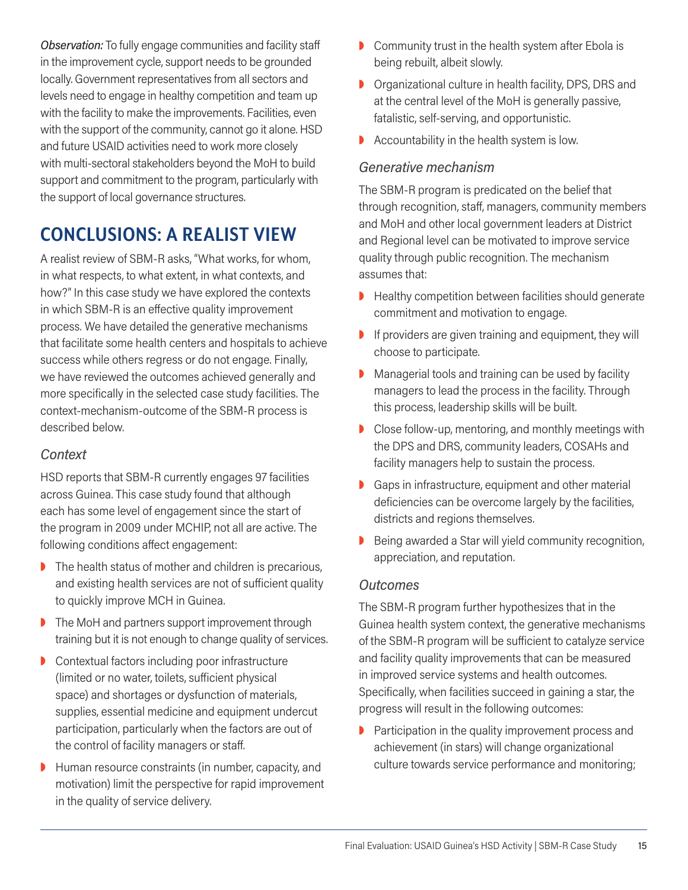*Observation:* To fully engage communities and facility staff in the improvement cycle, support needs to be grounded locally. Government representatives from all sectors and levels need to engage in healthy competition and team up with the facility to make the improvements. Facilities, even with the support of the community, cannot go it alone. HSD and future USAID activities need to work more closely with multi-sectoral stakeholders beyond the MoH to build support and commitment to the program, particularly with the support of local governance structures.

## CONCLUSIONS: A REALIST VIEW

A realist review of SBM-R asks, "What works, for whom, in what respects, to what extent, in what contexts, and how?" In this case study we have explored the contexts in which SBM-R is an effective quality improvement process. We have detailed the generative mechanisms that facilitate some health centers and hospitals to achieve success while others regress or do not engage. Finally, we have reviewed the outcomes achieved generally and more specifically in the selected case study facilities. The context-mechanism-outcome of the SBM-R process is described below.

### *Context*

HSD reports that SBM-R currently engages 97 facilities across Guinea. This case study found that although each has some level of engagement since the start of the program in 2009 under MCHIP, not all are active. The following conditions affect engagement:

- The health status of mother and children is precarious, and existing health services are not of sufficient quality to quickly improve MCH in Guinea.
- The MoH and partners support improvement through training but it is not enough to change quality of services.
- Contextual factors including poor infrastructure (limited or no water, toilets, sufficient physical space) and shortages or dysfunction of materials, supplies, essential medicine and equipment undercut participation, particularly when the factors are out of the control of facility managers or staff.
- Human resource constraints (in number, capacity, and motivation) limit the perspective for rapid improvement in the quality of service delivery.
- Community trust in the health system after Ebola is being rebuilt, albeit slowly.
- Organizational culture in health facility, DPS, DRS and at the central level of the MoH is generally passive, fatalistic, self-serving, and opportunistic.
- Accountability in the health system is low.

### *Generative mechanism*

The SBM-R program is predicated on the belief that through recognition, staff, managers, community members and MoH and other local government leaders at District and Regional level can be motivated to improve service quality through public recognition. The mechanism assumes that:

- Healthy competition between facilities should generate commitment and motivation to engage.
- If providers are given training and equipment, they will choose to participate.
- Managerial tools and training can be used by facility managers to lead the process in the facility. Through this process, leadership skills will be built.
- Close follow-up, mentoring, and monthly meetings with the DPS and DRS, community leaders, COSAHs and facility managers help to sustain the process.
- Gaps in infrastructure, equipment and other material deficiencies can be overcome largely by the facilities, districts and regions themselves.
- Being awarded a Star will yield community recognition, appreciation, and reputation.

### *Outcomes*

The SBM-R program further hypothesizes that in the Guinea health system context, the generative mechanisms of the SBM-R program will be sufficient to catalyze service and facility quality improvements that can be measured in improved service systems and health outcomes. Specifically, when facilities succeed in gaining a star, the progress will result in the following outcomes:

- Participation in the quality improvement process and achievement (in stars) will change organizational culture towards service performance and monitoring;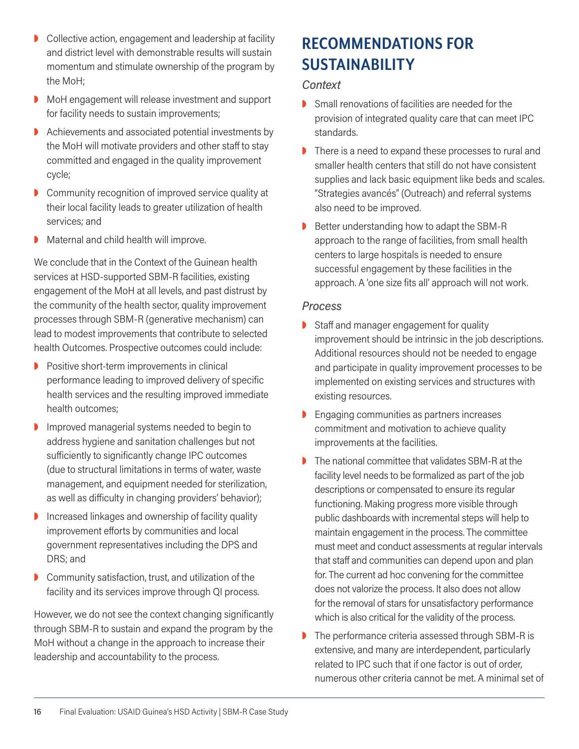- Collective action, engagement and leadership at facility and district level with demonstrable results will sustain momentum and stimulate ownership of the program by the MoH;
- MoH engagement will release investment and support for facility needs to sustain improvements;
- Achievements and associated potential investments by the MoH will motivate providers and other staff to stay committed and engaged in the quality improvement cycle;
- Community recognition of improved service quality at their local facility leads to greater utilization of health services; and
- Maternal and child health will improve.

We conclude that in the Context of the Guinean health services at HSD-supported SBM-R facilities, existing engagement of the MoH at all levels, and past distrust by the community of the health sector, quality improvement processes through SBM-R (generative mechanism) can lead to modest improvements that contribute to selected health Outcomes. Prospective outcomes could include:

- Positive short-term improvements in clinical performance leading to improved delivery of specific health services and the resulting improved immediate health outcomes;
- Improved managerial systems needed to begin to address hygiene and sanitation challenges but not sufficiently to significantly change IPC outcomes (due to structural limitations in terms of water, waste management, and equipment needed for sterilization, as well as difficulty in changing providers' behavior);
- Increased linkages and ownership of facility quality improvement efforts by communities and local government representatives including the DPS and DRS; and
- Community satisfaction, trust, and utilization of the facility and its services improve through QI process.

However, we do not see the context changing significantly through SBM-R to sustain and expand the program by the MoH without a change in the approach to increase their leadership and accountability to the process.

# RECOMMENDATIONS FOR SUSTAINABILITY

*Context*

- Small renovations of facilities are needed for the provision of integrated quality care that can meet IPC standards.
- There is a need to expand these processes to rural and smaller health centers that still do not have consistent supplies and lack basic equipment like beds and scales. "Strategies avancés" (Outreach) and referral systems also need to be improved.
- Better understanding how to adapt the SBM-R approach to the range of facilities, from small health centers to large hospitals is needed to ensure successful engagement by these facilities in the approach. A 'one size fits all' approach will not work.

*Process*

- Staff and manager engagement for quality improvement should be intrinsic in the job descriptions. Additional resources should not be needed to engage and participate in quality improvement processes to be implemented on existing services and structures with existing resources.
- Engaging communities as partners increases commitment and motivation to achieve quality improvements at the facilities.
- The national committee that validates SBM-R at the facility level needs to be formalized as part of the job descriptions or compensated to ensure its regular functioning. Making progress more visible through public dashboards with incremental steps will help to maintain engagement in the process. The committee must meet and conduct assessments at regular intervals that staff and communities can depend upon and plan for. The current ad hoc convening for the committee does not valorize the process. It also does not allow for the removal of stars for unsatisfactory performance which is also critical for the validity of the process.
- The performance criteria assessed through SBM-R is extensive, and many are interdependent, particularly related to IPC such that if one factor is out of order, numerous other criteria cannot be met. A minimal set of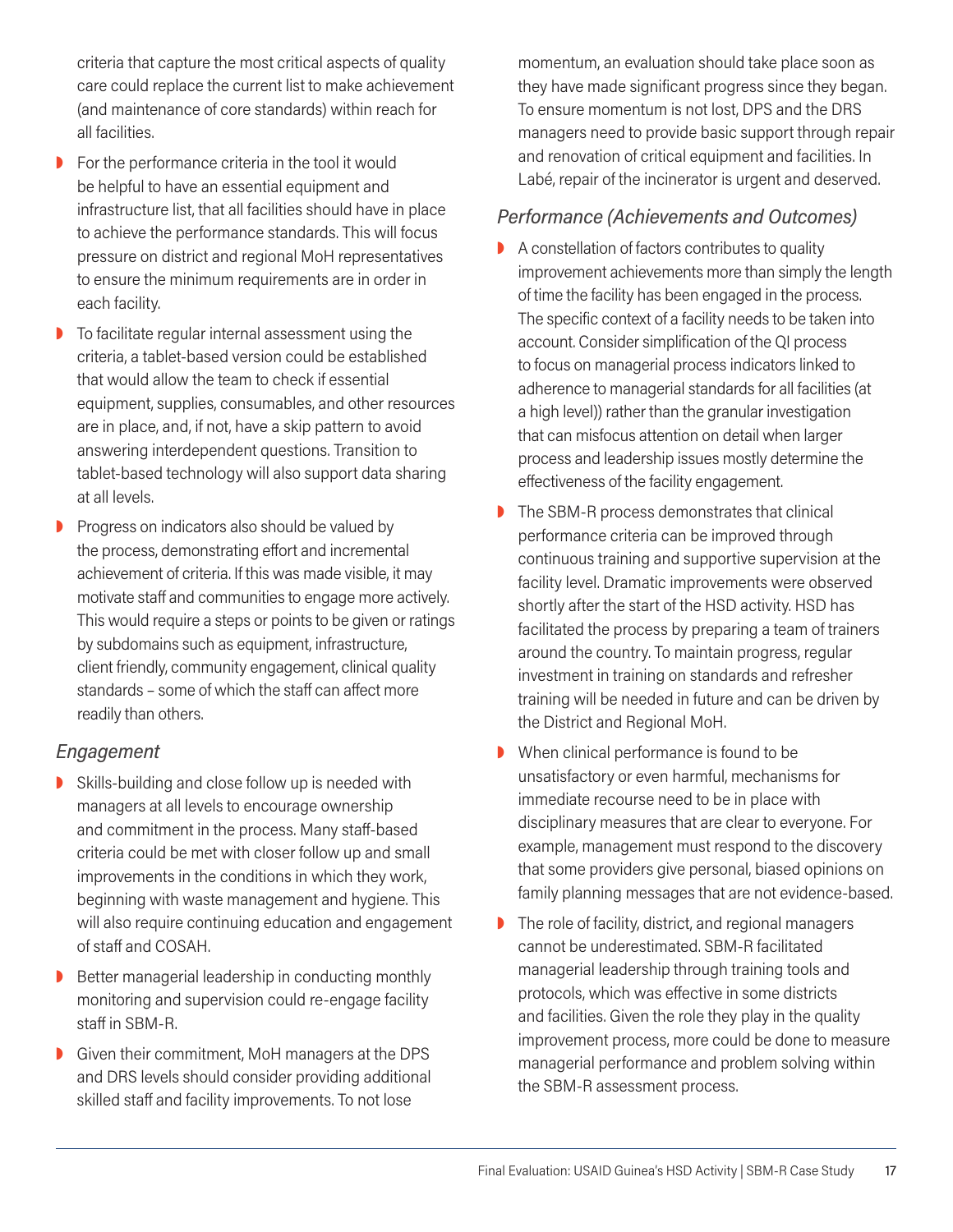criteria that capture the most critical aspects of quality care could replace the current list to make achievement (and maintenance of core standards) within reach for all facilities.

- For the performance criteria in the tool it would be helpful to have an essential equipment and infrastructure list, that all facilities should have in place to achieve the performance standards. This will focus pressure on district and regional MoH representatives to ensure the minimum requirements are in order in each facility.
- To facilitate regular internal assessment using the criteria, a tablet-based version could be established that would allow the team to check if essential equipment, supplies, consumables, and other resources are in place, and, if not, have a skip pattern to avoid answering interdependent questions. Transition to tablet-based technology will also support data sharing at all levels.
- Progress on indicators also should be valued by the process, demonstrating effort and incremental achievement of criteria. If this was made visible, it may motivate staff and communities to engage more actively. This would require a steps or points to be given or ratings by subdomains such as equipment, infrastructure, client friendly, community engagement, clinical quality standards – some of which the staff can affect more readily than others.

### *Engagement*

- Skills-building and close follow up is needed with managers at all levels to encourage ownership and commitment in the process. Many staff-based criteria could be met with closer follow up and small improvements in the conditions in which they work, beginning with waste management and hygiene. This will also require continuing education and engagement of staff and COSAH.
- Better managerial leadership in conducting monthly monitoring and supervision could re-engage facility staff in SBM-R.
- Given their commitment, MoH managers at the DPS and DRS levels should consider providing additional skilled staff and facility improvements. To not lose momentum, an evaluation should take place soon as they have made significant progress since they began. To ensure momentum is not lost, DPS and the DRS managers need to provide basic support through repair and renovation of critical equipment and facilities. In Labé, repair of the incinerator is urgent and deserved.

### *Performance (Achievements and Outcomes)*

- A constellation of factors contributes to quality improvement achievements more than simply the length of time the facility has been engaged in the process. The specific context of a facility needs to be taken into account. Consider simplification of the QI process to focus on managerial process indicators linked to adherence to managerial standards for all facilities (at a high level)) rather than the granular investigation that can misfocus attention on detail when larger process and leadership issues mostly determine the effectiveness of the facility engagement.
- The SBM-R process demonstrates that clinical performance criteria can be improved through continuous training and supportive supervision at the facility level. Dramatic improvements were observed shortly after the start of the HSD activity. HSD has facilitated the process by preparing a team of trainers around the country. To maintain progress, regular investment in training on standards and refresher training will be needed in future and can be driven by the District and Regional MoH.
- When clinical performance is found to be unsatisfactory or even harmful, mechanisms for immediate recourse need to be in place with disciplinary measures that are clear to everyone. For example, management must respond to the discovery that some providers give personal, biased opinions on family planning messages that are not evidence-based.
- The role of facility, district, and regional managers cannot be underestimated. SBM-R facilitated managerial leadership through training tools and protocols, which was effective in some districts and facilities. Given the role they play in the quality improvement process, more could be done to measure managerial performance and problem solving within the SBM-R assessment process.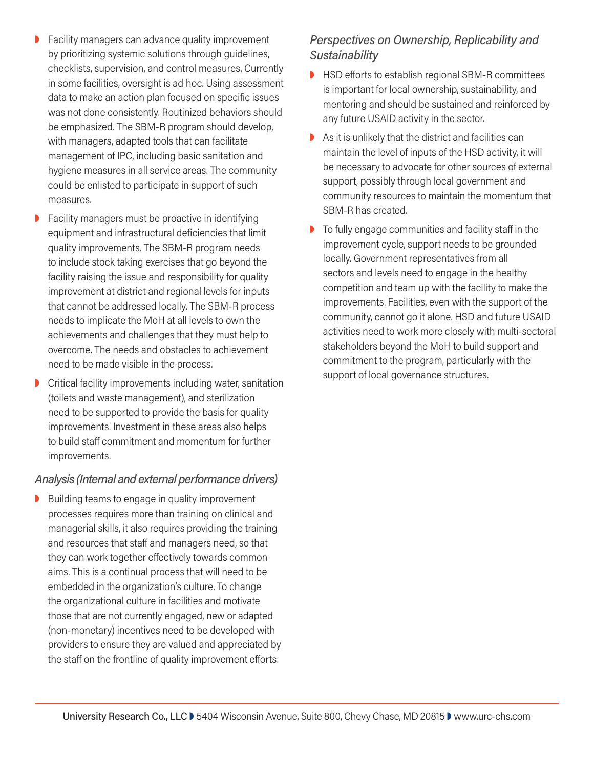- Facility managers can advance quality improvement by prioritizing systemic solutions through guidelines, checklists, supervision, and control measures. Currently in some facilities, oversight is ad hoc. Using assessment data to make an action plan focused on specific issues was not done consistently. Routinized behaviors should be emphasized. The SBM-R program should develop, with managers, adapted tools that can facilitate management of IPC, including basic sanitation and hygiene measures in all service areas. The community could be enlisted to participate in support of such measures.
- Facility managers must be proactive in identifying equipment and infrastructural deficiencies that limit quality improvements. The SBM-R program needs to include stock taking exercises that go beyond the facility raising the issue and responsibility for quality improvement at district and regional levels for inputs that cannot be addressed locally. The SBM-R process needs to implicate the MoH at all levels to own the achievements and challenges that they must help to overcome. The needs and obstacles to achievement need to be made visible in the process.
- Critical facility improvements including water, sanitation (toilets and waste management), and sterilization need to be supported to provide the basis for quality improvements. Investment in these areas also helps to build staff commitment and momentum for further improvements.

### *Analysis (Internal and external performance drivers)*

- Building teams to engage in quality improvement processes requires more than training on clinical and managerial skills, it also requires providing the training and resources that staff and managers need, so that they can work together effectively towards common aims. This is a continual process that will need to be embedded in the organization's culture. To change the organizational culture in facilities and motivate those that are not currently engaged, new or adapted (non-monetary) incentives need to be developed with providers to ensure they are valued and appreciated by the staff on the frontline of quality improvement efforts.

### *Perspectives on Ownership, Replicability and Sustainability*

- HSD efforts to establish regional SBM-R committees is important for local ownership, sustainability, and mentoring and should be sustained and reinforced by any future USAID activity in the sector.
- As it is unlikely that the district and facilities can maintain the level of inputs of the HSD activity, it will be necessary to advocate for other sources of external support, possibly through local government and community resources to maintain the momentum that SBM-R has created.
- To fully engage communities and facility staff in the improvement cycle, support needs to be grounded locally. Government representatives from all sectors and levels need to engage in the healthy competition and team up with the facility to make the improvements. Facilities, even with the support of the community, cannot go it alone. HSD and future USAID activities need to work more closely with multi-sectoral stakeholders beyond the MoH to build support and commitment to the program, particularly with the support of local governance structures.